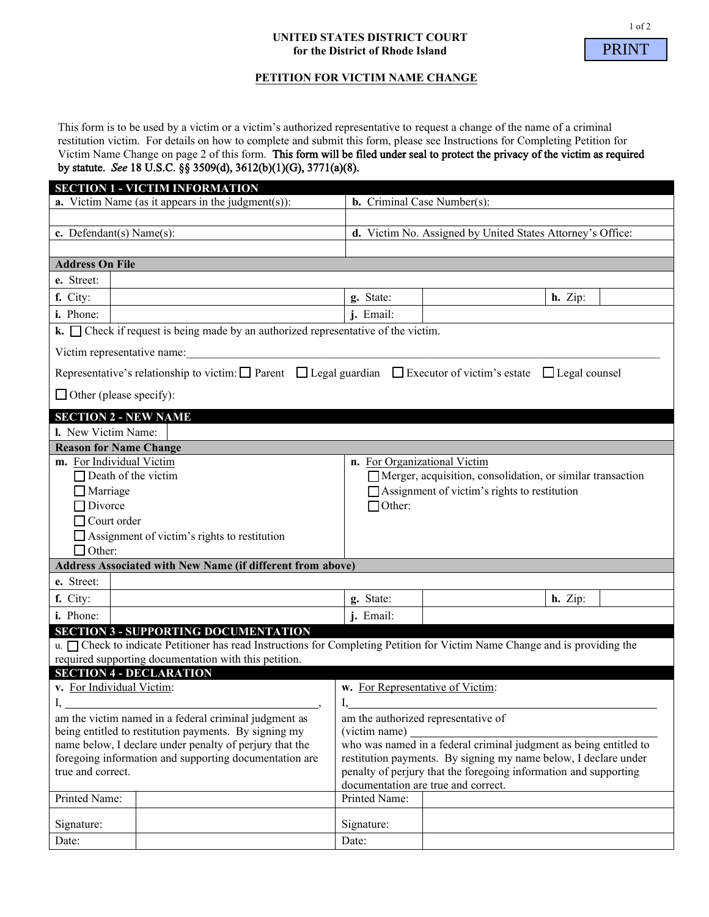**UNITED STATES DISTRICT COURT**
**for the District of Rhode Island**

PRINT

# PETITION FOR VICTIM NAME CHANGE

This form is to be used by a victim or a victim's authorized representative to request a change of the name of a criminal restitution victim. For details on how to complete and submit this form, please see Instructions for Completing Petition for Victim Name Change on page 2 of this form. **This form will be filed under seal to protect the privacy of the victim as required by statute.** ***See*** **18 U.S.C. §§ 3509(d), 3612(b)(1)(G), 3771(a)(8).**

## SECTION 1 - VICTIM INFORMATION

| **a.** Victim Name (as it appears in the judgment(s)): | **b.** Criminal Case Number(s): |
|---|---|
| | |
| **c.** Defendant(s) Name(s): | **d.** Victim No. Assigned by United States Attorney's Office: |
| | |

**Address On File**

| | | | | | |
|---|---|---|---|---|---|
| **e.** Street: | | | | | |
| **f.** City: | | **g.** State: | | **h.** Zip: | |
| **i.** Phone: | | **j.** Email: | | | |

**k.** ☐ Check if request is being made by an authorized representative of the victim.

Victim representative name:_______________________________________________

Representative's relationship to victim: ☐ Parent ☐ Legal guardian ☐ Executor of victim's estate ☐ Legal counsel

☐ Other (please specify):

## SECTION 2 - NEW NAME

**l.** New Victim Name:

**Reason for Name Change**

**m.** For Individual Victim
- ☐ Death of the victim
- ☐ Marriage
- ☐ Divorce
- ☐ Court order
- ☐ Assignment of victim's rights to restitution
- ☐ Other:

**n.** For Organizational Victim
- ☐ Merger, acquisition, consolidation, or similar transaction
- ☐ Assignment of victim's rights to restitution
- ☐ Other:

**Address Associated with New Name (if different from above)**

| | | | | | |
|---|---|---|---|---|---|
| **e.** Street: | | | | | |
| **f.** City: | | **g.** State: | | **h.** Zip: | |
| **i.** Phone: | | **j.** Email: | | | |

## SECTION 3 - SUPPORTING DOCUMENTATION

u. ☐ Check to indicate Petitioner has read Instructions for Completing Petition for Victim Name Change and is providing the required supporting documentation with this petition.

## SECTION 4 - DECLARATION

**v.** For Individual Victim:

I, _______________________________________,
am the victim named in a federal criminal judgment as being entitled to restitution payments. By signing my name below, I declare under penalty of perjury that the foregoing information and supporting documentation are true and correct.

| | |
|---|---|
| Printed Name: | |
| Signature: | |
| Date: | |

**w.** For Representative of Victim:

I,_______________________________________
am the authorized representative of
(victim name) ____________________________
who was named in a federal criminal judgment as being entitled to restitution payments. By signing my name below, I declare under penalty of perjury that the foregoing information and supporting documentation are true and correct.

| | |
|---|---|
| Printed Name: | |
| Signature: | |
| Date: | |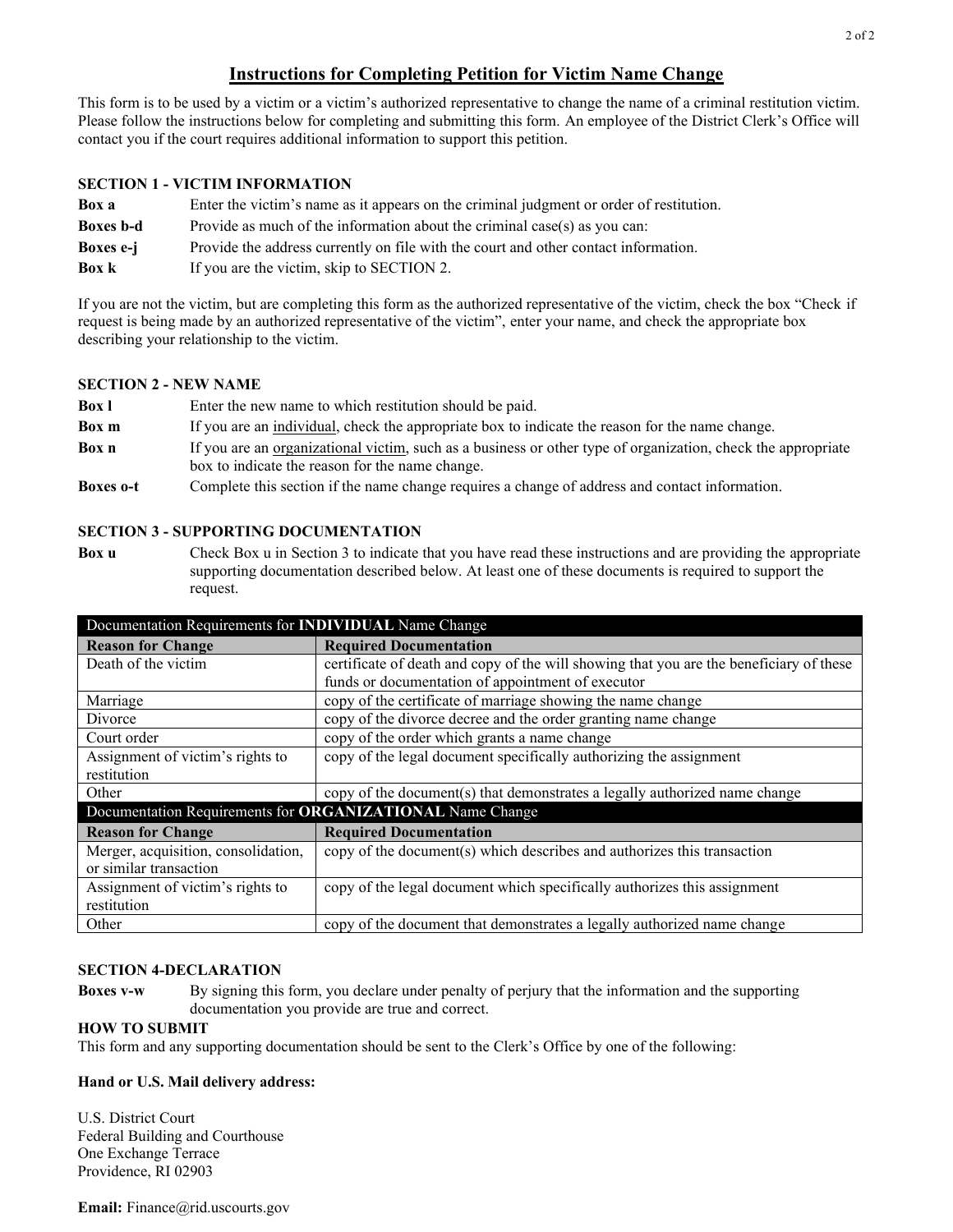# Instructions for Completing Petition for Victim Name Change

This form is to be used by a victim or a victim's authorized representative to change the name of a criminal restitution victim. Please follow the instructions below for completing and submitting this form. An employee of the District Clerk's Office will contact you if the court requires additional information to support this petition.

## SECTION 1 - VICTIM INFORMATION

**Box a** Enter the victim's name as it appears on the criminal judgment or order of restitution.

**Boxes b-d** Provide as much of the information about the criminal case(s) as you can:

**Boxes e-j** Provide the address currently on file with the court and other contact information.

**Box k** If you are the victim, skip to SECTION 2.

If you are not the victim, but are completing this form as the authorized representative of the victim, check the box "Check if request is being made by an authorized representative of the victim", enter your name, and check the appropriate box describing your relationship to the victim.

## SECTION 2 - NEW NAME

**Box l** Enter the new name to which restitution should be paid.

**Box m** If you are an individual, check the appropriate box to indicate the reason for the name change.

**Box n** If you are an organizational victim, such as a business or other type of organization, check the appropriate box to indicate the reason for the name change.

**Boxes o-t** Complete this section if the name change requires a change of address and contact information.

## SECTION 3 - SUPPORTING DOCUMENTATION

**Box u** Check Box u in Section 3 to indicate that you have read these instructions and are providing the appropriate supporting documentation described below. At least one of these documents is required to support the request.

| Documentation Requirements for **INDIVIDUAL** Name Change | |
|---|---|
| **Reason for Change** | **Required Documentation** |
| Death of the victim | certificate of death and copy of the will showing that you are the beneficiary of these funds or documentation of appointment of executor |
| Marriage | copy of the certificate of marriage showing the name change |
| Divorce | copy of the divorce decree and the order granting name change |
| Court order | copy of the order which grants a name change |
| Assignment of victim's rights to restitution | copy of the legal document specifically authorizing the assignment |
| Other | copy of the document(s) that demonstrates a legally authorized name change |
| Documentation Requirements for **ORGANIZATIONAL** Name Change | |
| **Reason for Change** | **Required Documentation** |
| Merger, acquisition, consolidation, or similar transaction | copy of the document(s) which describes and authorizes this transaction |
| Assignment of victim's rights to restitution | copy of the legal document which specifically authorizes this assignment |
| Other | copy of the document that demonstrates a legally authorized name change |

## SECTION 4-DECLARATION

**Boxes v-w** By signing this form, you declare under penalty of perjury that the information and the supporting documentation you provide are true and correct.

## HOW TO SUBMIT

This form and any supporting documentation should be sent to the Clerk's Office by one of the following:

**Hand or U.S. Mail delivery address:**

U.S. District Court
Federal Building and Courthouse
One Exchange Terrace
Providence, RI 02903

**Email:** Finance@rid.uscourts.gov